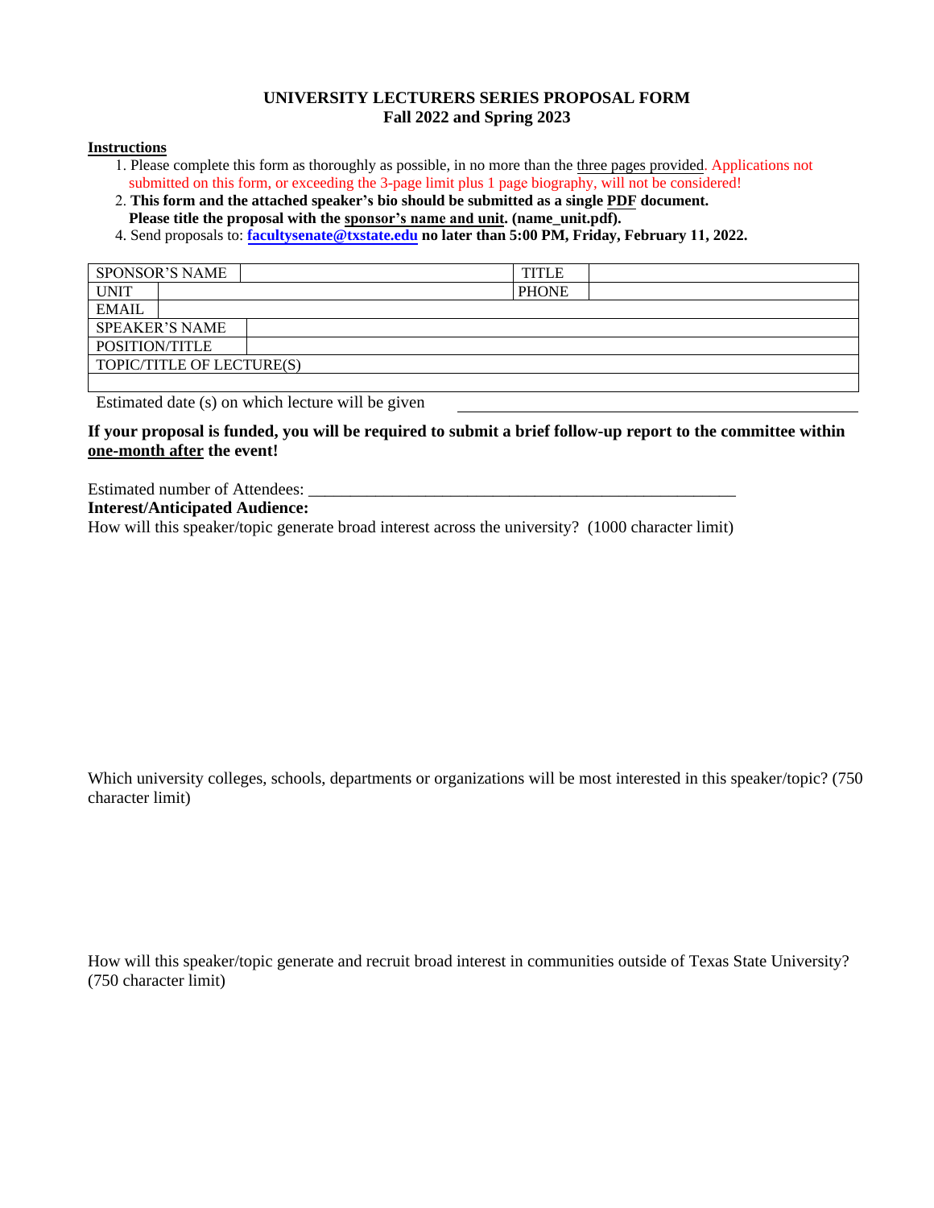**UNIVERSITY LECTURERS SERIES PROPOSAL FORM**
**Fall 2022 and Spring 2023**

**Instructions**

1. Please complete this form as thoroughly as possible, in no more than the three pages provided. Applications not submitted on this form, or exceeding the 3-page limit plus 1 page biography, will not be considered!
2. **This form and the attached speaker's bio should be submitted as a single PDF document. Please title the proposal with the sponsor's name and unit. (name_unit.pdf).**
4. Send proposals to: **facultysenate@txstate.edu** **no later than 5:00 PM, Friday, February 11, 2022.**

| SPONSOR'S NAME | | TITLE | |
|---|---|---|---|
| UNIT | | PHONE | |
| EMAIL | | | |
| SPEAKER'S NAME | | | |
| POSITION/TITLE | | | |
| TOPIC/TITLE OF LECTURE(S) | | | |
| | | | |

Estimated date (s) on which lecture will be given ______________________________

**If your proposal is funded, you will be required to submit a brief follow-up report to the committee within one-month after the event!**

Estimated number of Attendees: ___________________________________________________

**Interest/Anticipated Audience:**

How will this speaker/topic generate broad interest across the university? (1000 character limit)

Which university colleges, schools, departments or organizations will be most interested in this speaker/topic? (750 character limit)

How will this speaker/topic generate and recruit broad interest in communities outside of Texas State University? (750 character limit)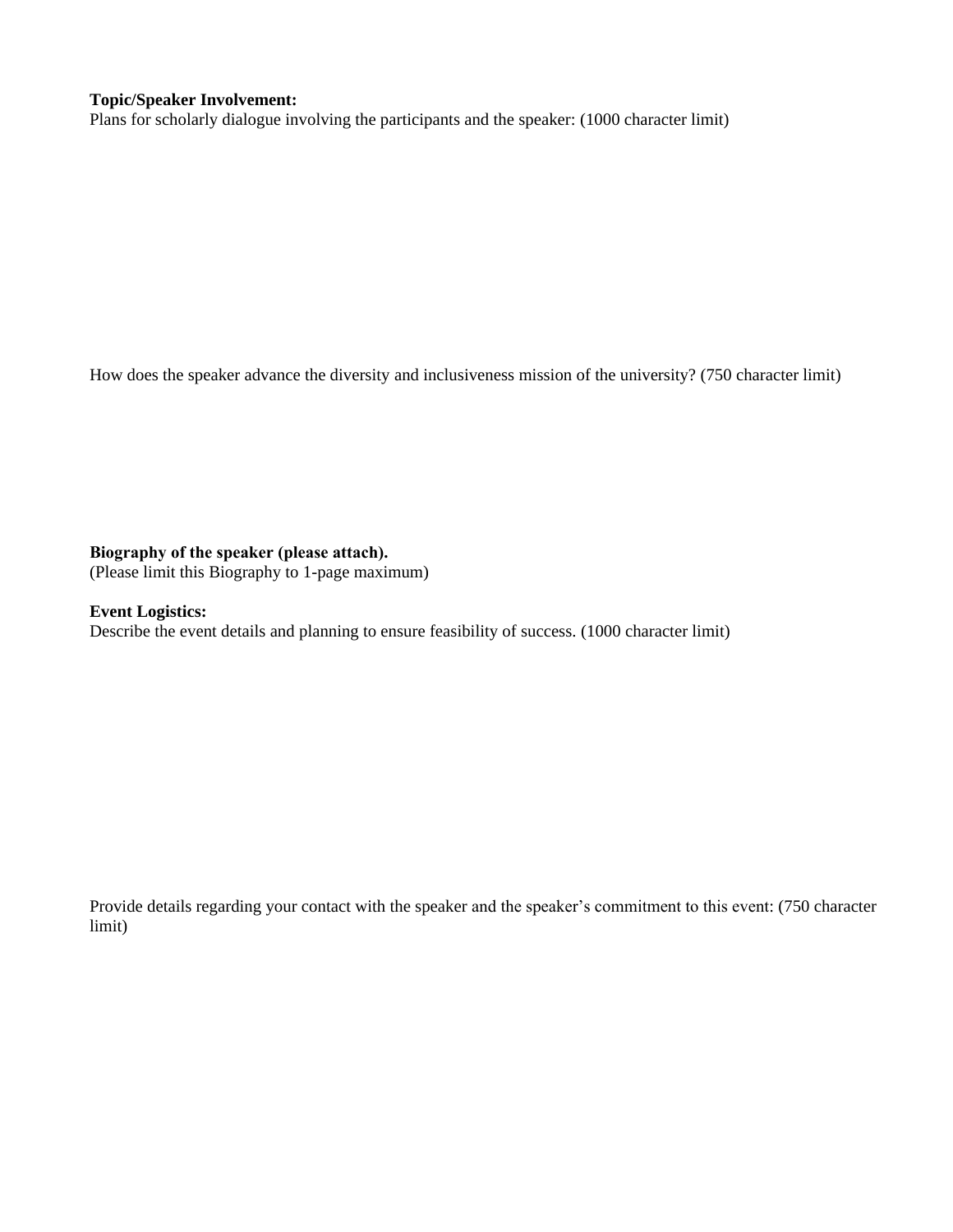**Topic/Speaker Involvement:**

Plans for scholarly dialogue involving the participants and the speaker: (1000 character limit)

How does the speaker advance the diversity and inclusiveness mission of the university? (750 character limit)

**Biography of the speaker (please attach).**

(Please limit this Biography to 1-page maximum)

**Event Logistics:**

Describe the event details and planning to ensure feasibility of success. (1000 character limit)

Provide details regarding your contact with the speaker and the speaker's commitment to this event: (750 character limit)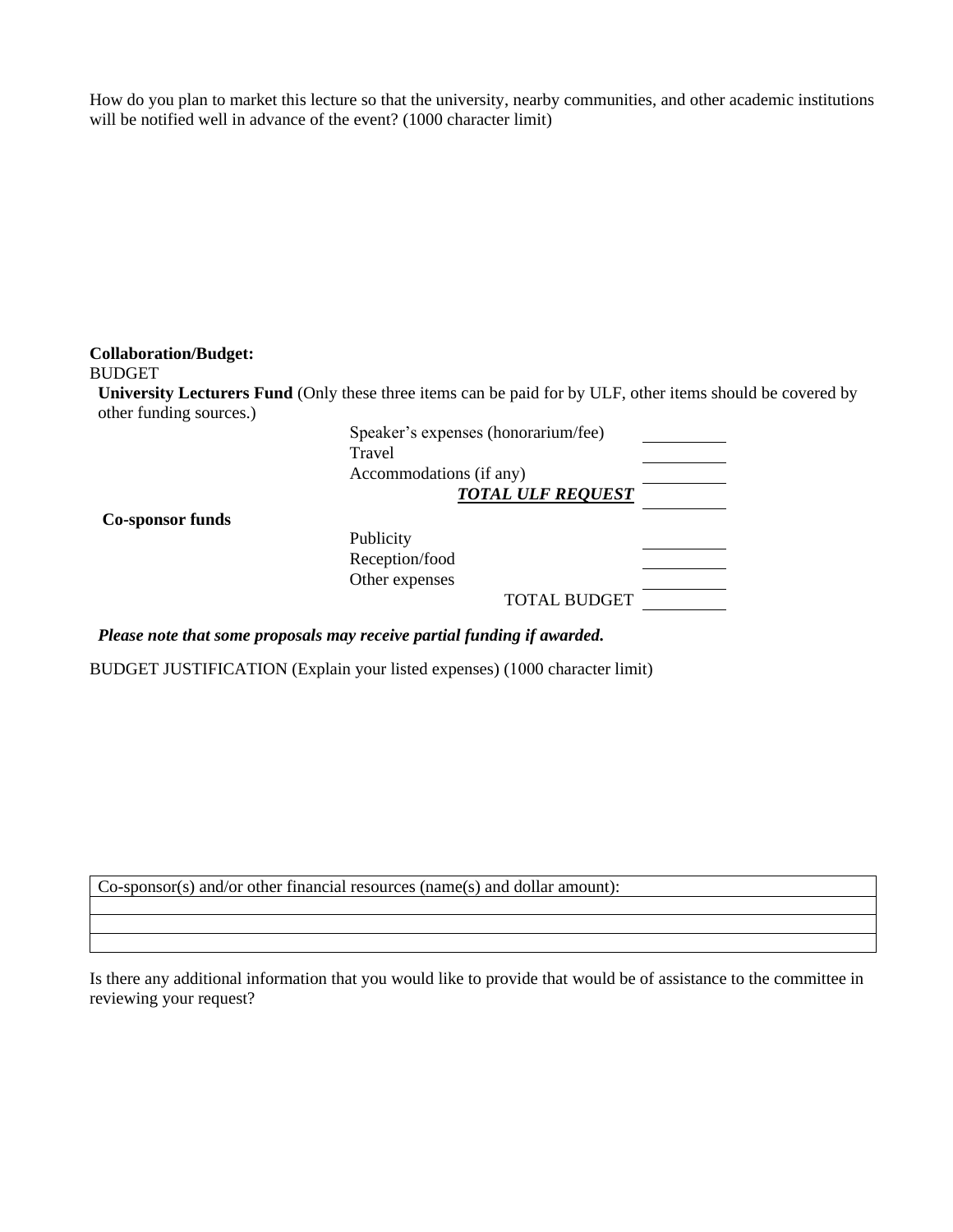How do you plan to market this lecture so that the university, nearby communities, and other academic institutions will be notified well in advance of the event? (1000 character limit)

**Collaboration/Budget:**

BUDGET

**University Lecturers Fund** (Only these three items can be paid for by ULF, other items should be covered by other funding sources.)

| | | |
|---|---|---|
| | Speaker's expenses (honorarium/fee) | ______ |
| | Travel | ______ |
| | Accommodations (if any) | ______ |
| | ***TOTAL ULF REQUEST*** | ______ |
| **Co-sponsor funds** | | |
| | Publicity | ______ |
| | Reception/food | ______ |
| | Other expenses | ______ |
| | TOTAL BUDGET | ______ |

***Please note that some proposals may receive partial funding if awarded.***

BUDGET JUSTIFICATION (Explain your listed expenses) (1000 character limit)

| Co-sponsor(s) and/or other financial resources (name(s) and dollar amount): |
|---|
| |
| |
| |

Is there any additional information that you would like to provide that would be of assistance to the committee in reviewing your request?